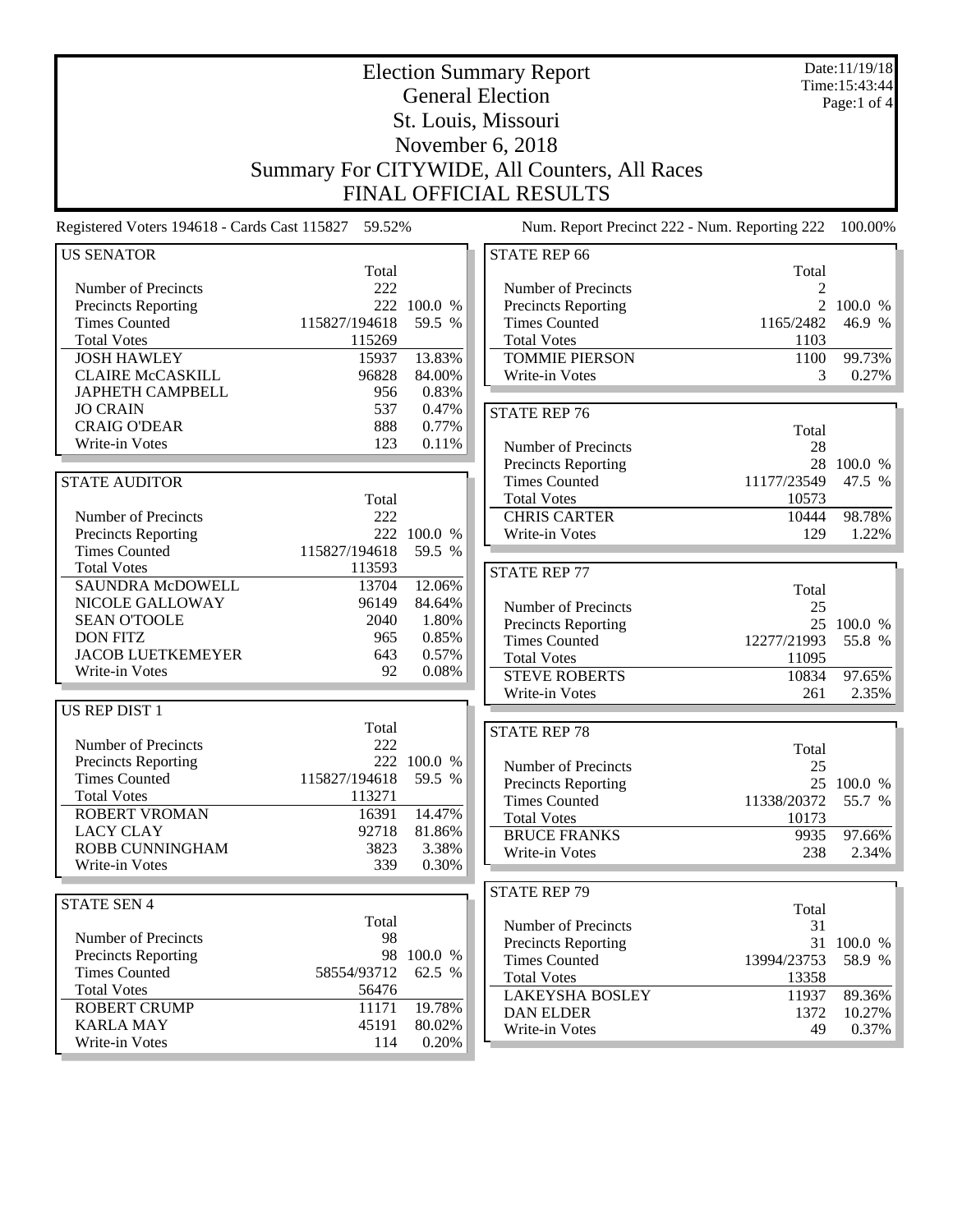# Election Summary Report

## General Election

## St. Louis, Missouri

## November 6, 2018

## Summary For CITYWIDE, All Counters, All Races

## FINAL OFFICIAL RESULTS

Date:11/19/18
Time:15:43:44

Registered Voters 194618 - Cards Cast 115827 59.52%

Num. Report Precinct 222 - Num. Reporting 222 100.00%

### US SENATOR

| | Total | |
|---|---|---|
| Number of Precincts | 222 | |
| Precincts Reporting | 222 | 100.0 % |
| Times Counted | 115827/194618 | 59.5 % |
| Total Votes | 115269 | |
| JOSH HAWLEY | 15937 | 13.83% |
| CLAIRE McCASKILL | 96828 | 84.00% |
| JAPHETH CAMPBELL | 956 | 0.83% |
| JO CRAIN | 537 | 0.47% |
| CRAIG O'DEAR | 888 | 0.77% |
| Write-in Votes | 123 | 0.11% |

### STATE AUDITOR

| | Total | |
|---|---|---|
| Number of Precincts | 222 | |
| Precincts Reporting | 222 | 100.0 % |
| Times Counted | 115827/194618 | 59.5 % |
| Total Votes | 113593 | |
| SAUNDRA McDOWELL | 13704 | 12.06% |
| NICOLE GALLOWAY | 96149 | 84.64% |
| SEAN O'TOOLE | 2040 | 1.80% |
| DON FITZ | 965 | 0.85% |
| JACOB LUETKEMEYER | 643 | 0.57% |
| Write-in Votes | 92 | 0.08% |

### US REP DIST 1

| | Total | |
|---|---|---|
| Number of Precincts | 222 | |
| Precincts Reporting | 222 | 100.0 % |
| Times Counted | 115827/194618 | 59.5 % |
| Total Votes | 113271 | |
| ROBERT VROMAN | 16391 | 14.47% |
| LACY CLAY | 92718 | 81.86% |
| ROBB CUNNINGHAM | 3823 | 3.38% |
| Write-in Votes | 339 | 0.30% |

### STATE SEN 4

| | Total | |
|---|---|---|
| Number of Precincts | 98 | |
| Precincts Reporting | 98 | 100.0 % |
| Times Counted | 58554/93712 | 62.5 % |
| Total Votes | 56476 | |
| ROBERT CRUMP | 11171 | 19.78% |
| KARLA MAY | 45191 | 80.02% |
| Write-in Votes | 114 | 0.20% |

### STATE REP 66

| | Total | |
|---|---|---|
| Number of Precincts | 2 | |
| Precincts Reporting | 2 | 100.0 % |
| Times Counted | 1165/2482 | 46.9 % |
| Total Votes | 1103 | |
| TOMMIE PIERSON | 1100 | 99.73% |
| Write-in Votes | 3 | 0.27% |

### STATE REP 76

| | Total | |
|---|---|---|
| Number of Precincts | 28 | |
| Precincts Reporting | 28 | 100.0 % |
| Times Counted | 11177/23549 | 47.5 % |
| Total Votes | 10573 | |
| CHRIS CARTER | 10444 | 98.78% |
| Write-in Votes | 129 | 1.22% |

### STATE REP 77

| | Total | |
|---|---|---|
| Number of Precincts | 25 | |
| Precincts Reporting | 25 | 100.0 % |
| Times Counted | 12277/21993 | 55.8 % |
| Total Votes | 11095 | |
| STEVE ROBERTS | 10834 | 97.65% |
| Write-in Votes | 261 | 2.35% |

### STATE REP 78

| | Total | |
|---|---|---|
| Number of Precincts | 25 | |
| Precincts Reporting | 25 | 100.0 % |
| Times Counted | 11338/20372 | 55.7 % |
| Total Votes | 10173 | |
| BRUCE FRANKS | 9935 | 97.66% |
| Write-in Votes | 238 | 2.34% |

### STATE REP 79

| | Total | |
|---|---|---|
| Number of Precincts | 31 | |
| Precincts Reporting | 31 | 100.0 % |
| Times Counted | 13994/23753 | 58.9 % |
| Total Votes | 13358 | |
| LAKEYSHA BOSLEY | 11937 | 89.36% |
| DAN ELDER | 1372 | 10.27% |
| Write-in Votes | 49 | 0.37% |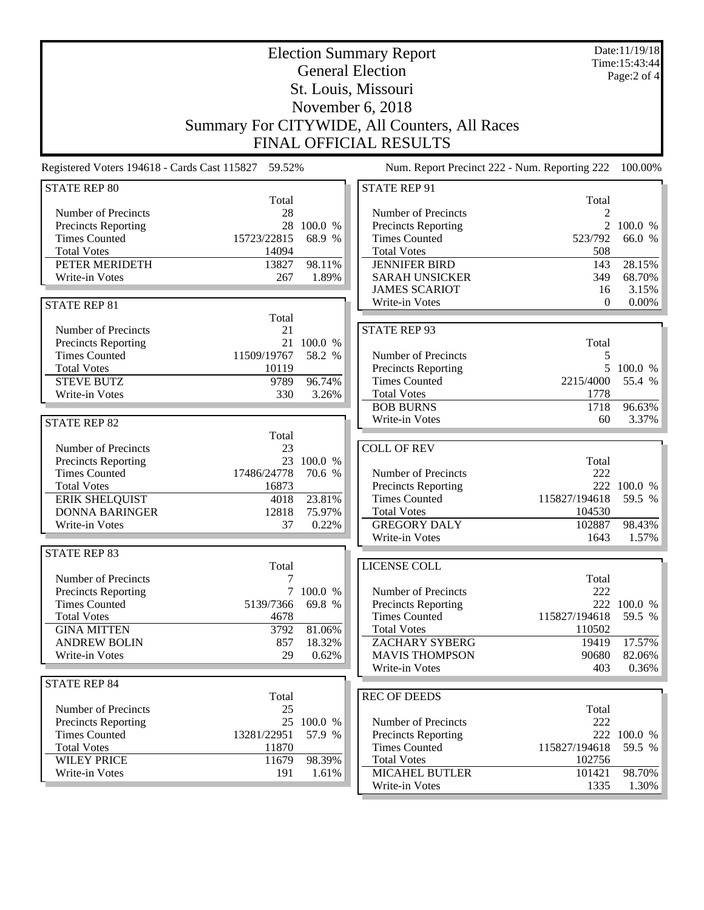# Election Summary Report

## General Election

## St. Louis, Missouri

## November 6, 2018

## Summary For CITYWIDE, All Counters, All Races

## FINAL OFFICIAL RESULTS

Date:11/19/18
Time:15:43:44

Registered Voters 194618 - Cards Cast 115827 59.52%

Num. Report Precinct 222 - Num. Reporting 222 100.00%

### STATE REP 80

| | Total | |
|---|---|---|
| Number of Precincts | 28 | |
| Precincts Reporting | 28 | 100.0 % |
| Times Counted | 15723/22815 | 68.9 % |
| Total Votes | 14094 | |
| PETER MERIDETH | 13827 | 98.11% |
| Write-in Votes | 267 | 1.89% |

### STATE REP 81

| | Total | |
|---|---|---|
| Number of Precincts | 21 | |
| Precincts Reporting | 21 | 100.0 % |
| Times Counted | 11509/19767 | 58.2 % |
| Total Votes | 10119 | |
| STEVE BUTZ | 9789 | 96.74% |
| Write-in Votes | 330 | 3.26% |

### STATE REP 82

| | Total | |
|---|---|---|
| Number of Precincts | 23 | |
| Precincts Reporting | 23 | 100.0 % |
| Times Counted | 17486/24778 | 70.6 % |
| Total Votes | 16873 | |
| ERIK SHELQUIST | 4018 | 23.81% |
| DONNA BARINGER | 12818 | 75.97% |
| Write-in Votes | 37 | 0.22% |

### STATE REP 83

| | Total | |
|---|---|---|
| Number of Precincts | 7 | |
| Precincts Reporting | 7 | 100.0 % |
| Times Counted | 5139/7366 | 69.8 % |
| Total Votes | 4678 | |
| GINA MITTEN | 3792 | 81.06% |
| ANDREW BOLIN | 857 | 18.32% |
| Write-in Votes | 29 | 0.62% |

### STATE REP 84

| | Total | |
|---|---|---|
| Number of Precincts | 25 | |
| Precincts Reporting | 25 | 100.0 % |
| Times Counted | 13281/22951 | 57.9 % |
| Total Votes | 11870 | |
| WILEY PRICE | 11679 | 98.39% |
| Write-in Votes | 191 | 1.61% |

### STATE REP 91

| | Total | |
|---|---|---|
| Number of Precincts | 2 | |
| Precincts Reporting | 2 | 100.0 % |
| Times Counted | 523/792 | 66.0 % |
| Total Votes | 508 | |
| JENNIFER BIRD | 143 | 28.15% |
| SARAH UNSICKER | 349 | 68.70% |
| JAMES SCARIOT | 16 | 3.15% |
| Write-in Votes | 0 | 0.00% |

### STATE REP 93

| | Total | |
|---|---|---|
| Number of Precincts | 5 | |
| Precincts Reporting | 5 | 100.0 % |
| Times Counted | 2215/4000 | 55.4 % |
| Total Votes | 1778 | |
| BOB BURNS | 1718 | 96.63% |
| Write-in Votes | 60 | 3.37% |

### COLL OF REV

| | Total | |
|---|---|---|
| Number of Precincts | 222 | |
| Precincts Reporting | 222 | 100.0 % |
| Times Counted | 115827/194618 | 59.5 % |
| Total Votes | 104530 | |
| GREGORY DALY | 102887 | 98.43% |
| Write-in Votes | 1643 | 1.57% |

### LICENSE COLL

| | Total | |
|---|---|---|
| Number of Precincts | 222 | |
| Precincts Reporting | 222 | 100.0 % |
| Times Counted | 115827/194618 | 59.5 % |
| Total Votes | 110502 | |
| ZACHARY SYBERG | 19419 | 17.57% |
| MAVIS THOMPSON | 90680 | 82.06% |
| Write-in Votes | 403 | 0.36% |

### REC OF DEEDS

| | Total | |
|---|---|---|
| Number of Precincts | 222 | |
| Precincts Reporting | 222 | 100.0 % |
| Times Counted | 115827/194618 | 59.5 % |
| Total Votes | 102756 | |
| MICAHEL BUTLER | 101421 | 98.70% |
| Write-in Votes | 1335 | 1.30% |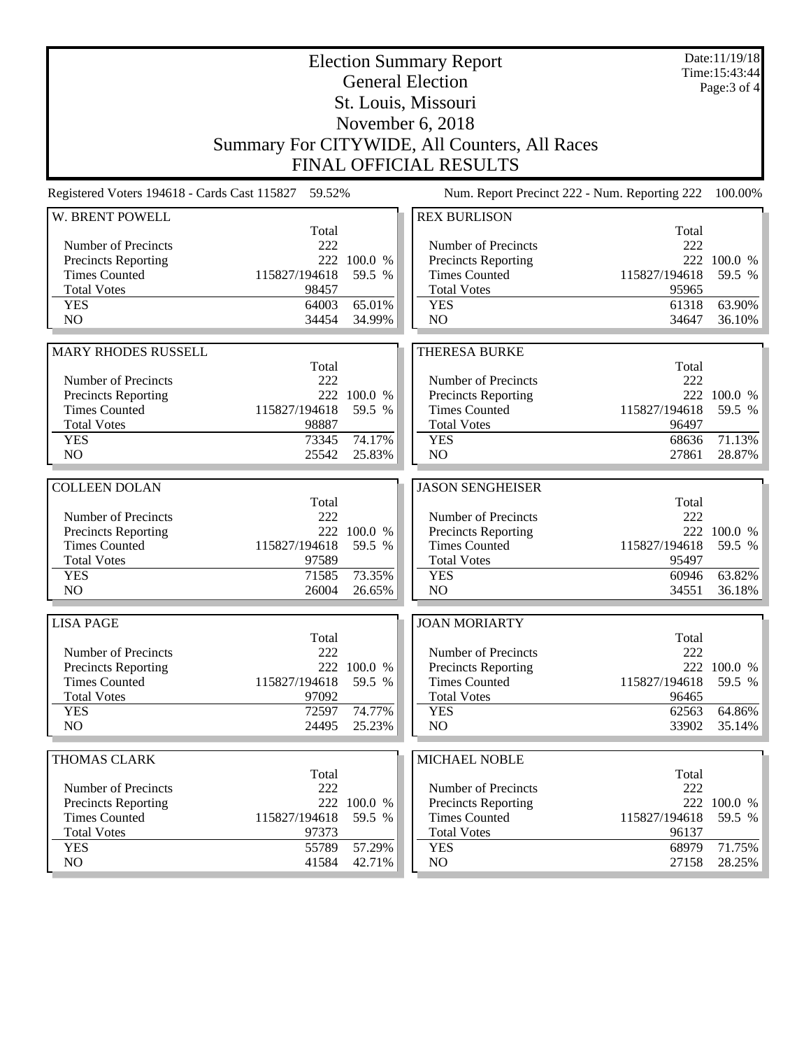# Election Summary Report

## General Election

## St. Louis, Missouri

## November 6, 2018

## Summary For CITYWIDE, All Counters, All Races

## FINAL OFFICIAL RESULTS

Date:11/19/18
Time:15:43:44

Registered Voters 194618 - Cards Cast 115827 59.52%

Num. Report Precinct 222 - Num. Reporting 222 100.00%

### W. BRENT POWELL

| | Total | |
|---|---|---|
| Number of Precincts | 222 | |
| Precincts Reporting | 222 | 100.0 % |
| Times Counted | 115827/194618 | 59.5 % |
| Total Votes | 98457 | |
| YES | 64003 | 65.01% |
| NO | 34454 | 34.99% |

### MARY RHODES RUSSELL

| | Total | |
|---|---|---|
| Number of Precincts | 222 | |
| Precincts Reporting | 222 | 100.0 % |
| Times Counted | 115827/194618 | 59.5 % |
| Total Votes | 98887 | |
| YES | 73345 | 74.17% |
| NO | 25542 | 25.83% |

### COLLEEN DOLAN

| | Total | |
|---|---|---|
| Number of Precincts | 222 | |
| Precincts Reporting | 222 | 100.0 % |
| Times Counted | 115827/194618 | 59.5 % |
| Total Votes | 97589 | |
| YES | 71585 | 73.35% |
| NO | 26004 | 26.65% |

### LISA PAGE

| | Total | |
|---|---|---|
| Number of Precincts | 222 | |
| Precincts Reporting | 222 | 100.0 % |
| Times Counted | 115827/194618 | 59.5 % |
| Total Votes | 97092 | |
| YES | 72597 | 74.77% |
| NO | 24495 | 25.23% |

### THOMAS CLARK

| | Total | |
|---|---|---|
| Number of Precincts | 222 | |
| Precincts Reporting | 222 | 100.0 % |
| Times Counted | 115827/194618 | 59.5 % |
| Total Votes | 97373 | |
| YES | 55789 | 57.29% |
| NO | 41584 | 42.71% |

### REX BURLISON

| | Total | |
|---|---|---|
| Number of Precincts | 222 | |
| Precincts Reporting | 222 | 100.0 % |
| Times Counted | 115827/194618 | 59.5 % |
| Total Votes | 95965 | |
| YES | 61318 | 63.90% |
| NO | 34647 | 36.10% |

### THERESA BURKE

| | Total | |
|---|---|---|
| Number of Precincts | 222 | |
| Precincts Reporting | 222 | 100.0 % |
| Times Counted | 115827/194618 | 59.5 % |
| Total Votes | 96497 | |
| YES | 68636 | 71.13% |
| NO | 27861 | 28.87% |

### JASON SENGHEISER

| | Total | |
|---|---|---|
| Number of Precincts | 222 | |
| Precincts Reporting | 222 | 100.0 % |
| Times Counted | 115827/194618 | 59.5 % |
| Total Votes | 95497 | |
| YES | 60946 | 63.82% |
| NO | 34551 | 36.18% |

### JOAN MORIARTY

| | Total | |
|---|---|---|
| Number of Precincts | 222 | |
| Precincts Reporting | 222 | 100.0 % |
| Times Counted | 115827/194618 | 59.5 % |
| Total Votes | 96465 | |
| YES | 62563 | 64.86% |
| NO | 33902 | 35.14% |

### MICHAEL NOBLE

| | Total | |
|---|---|---|
| Number of Precincts | 222 | |
| Precincts Reporting | 222 | 100.0 % |
| Times Counted | 115827/194618 | 59.5 % |
| Total Votes | 96137 | |
| YES | 68979 | 71.75% |
| NO | 27158 | 28.25% |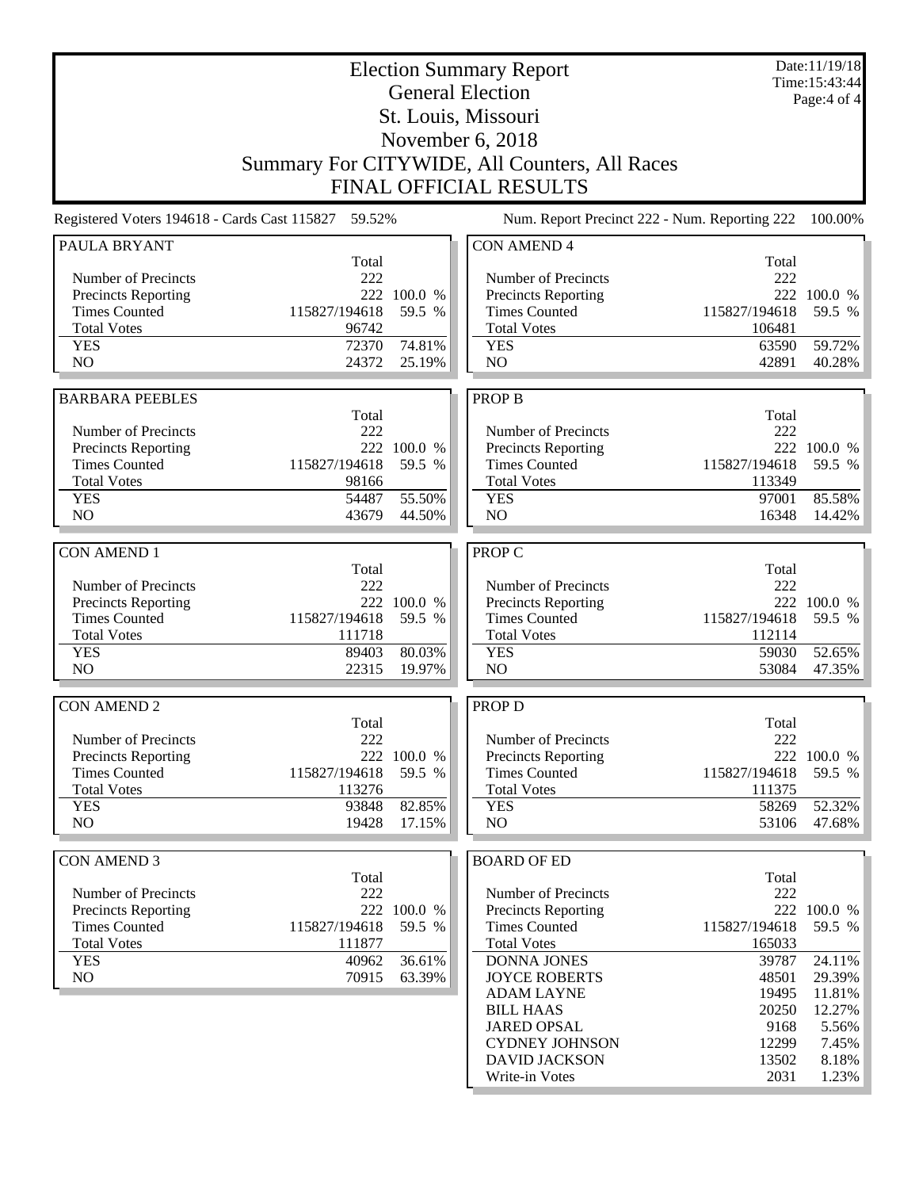# Election Summary Report

## General Election

## St. Louis, Missouri

## November 6, 2018

## Summary For CITYWIDE, All Counters, All Races

## FINAL OFFICIAL RESULTS

Date:11/19/18
Time:15:43:44

Registered Voters 194618 - Cards Cast 115827 59.52%

Num. Report Precinct 222 - Num. Reporting 222 100.00%

### PAULA BRYANT

| | Total | |
|---|---|---|
| Number of Precincts | 222 | |
| Precincts Reporting | 222 | 100.0 % |
| Times Counted | 115827/194618 | 59.5 % |
| Total Votes | 96742 | |
| YES | 72370 | 74.81% |
| NO | 24372 | 25.19% |

### BARBARA PEEBLES

| | Total | |
|---|---|---|
| Number of Precincts | 222 | |
| Precincts Reporting | 222 | 100.0 % |
| Times Counted | 115827/194618 | 59.5 % |
| Total Votes | 98166 | |
| YES | 54487 | 55.50% |
| NO | 43679 | 44.50% |

### CON AMEND 1

| | Total | |
|---|---|---|
| Number of Precincts | 222 | |
| Precincts Reporting | 222 | 100.0 % |
| Times Counted | 115827/194618 | 59.5 % |
| Total Votes | 111718 | |
| YES | 89403 | 80.03% |
| NO | 22315 | 19.97% |

### CON AMEND 2

| | Total | |
|---|---|---|
| Number of Precincts | 222 | |
| Precincts Reporting | 222 | 100.0 % |
| Times Counted | 115827/194618 | 59.5 % |
| Total Votes | 113276 | |
| YES | 93848 | 82.85% |
| NO | 19428 | 17.15% |

### CON AMEND 3

| | Total | |
|---|---|---|
| Number of Precincts | 222 | |
| Precincts Reporting | 222 | 100.0 % |
| Times Counted | 115827/194618 | 59.5 % |
| Total Votes | 111877 | |
| YES | 40962 | 36.61% |
| NO | 70915 | 63.39% |

### CON AMEND 4

| | Total | |
|---|---|---|
| Number of Precincts | 222 | |
| Precincts Reporting | 222 | 100.0 % |
| Times Counted | 115827/194618 | 59.5 % |
| Total Votes | 106481 | |
| YES | 63590 | 59.72% |
| NO | 42891 | 40.28% |

### PROP B

| | Total | |
|---|---|---|
| Number of Precincts | 222 | |
| Precincts Reporting | 222 | 100.0 % |
| Times Counted | 115827/194618 | 59.5 % |
| Total Votes | 113349 | |
| YES | 97001 | 85.58% |
| NO | 16348 | 14.42% |

### PROP C

| | Total | |
|---|---|---|
| Number of Precincts | 222 | |
| Precincts Reporting | 222 | 100.0 % |
| Times Counted | 115827/194618 | 59.5 % |
| Total Votes | 112114 | |
| YES | 59030 | 52.65% |
| NO | 53084 | 47.35% |

### PROP D

| | Total | |
|---|---|---|
| Number of Precincts | 222 | |
| Precincts Reporting | 222 | 100.0 % |
| Times Counted | 115827/194618 | 59.5 % |
| Total Votes | 111375 | |
| YES | 58269 | 52.32% |
| NO | 53106 | 47.68% |

### BOARD OF ED

| | Total | |
|---|---|---|
| Number of Precincts | 222 | |
| Precincts Reporting | 222 | 100.0 % |
| Times Counted | 115827/194618 | 59.5 % |
| Total Votes | 165033 | |
| DONNA JONES | 39787 | 24.11% |
| JOYCE ROBERTS | 48501 | 29.39% |
| ADAM LAYNE | 19495 | 11.81% |
| BILL HAAS | 20250 | 12.27% |
| JARED OPSAL | 9168 | 5.56% |
| CYDNEY JOHNSON | 12299 | 7.45% |
| DAVID JACKSON | 13502 | 8.18% |
| Write-in Votes | 2031 | 1.23% |